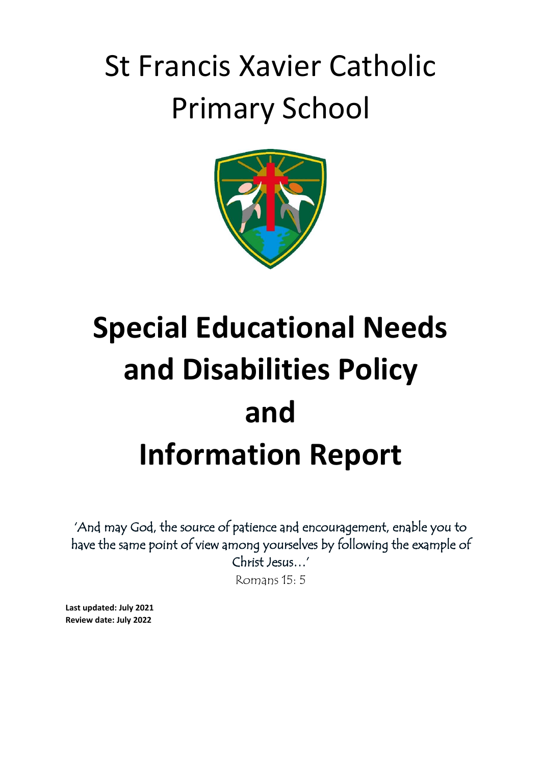# St Francis Xavier Catholic Primary School

# Special Educational Needs and Disabilities Policy and Information Report

'And may God, the source of patience and encouragement, enable you to have the same point of view among yourselves by following the example of Christ Jesus…'

Romans 15: 5

**Last updated: July 2021**
**Review date: July 2022**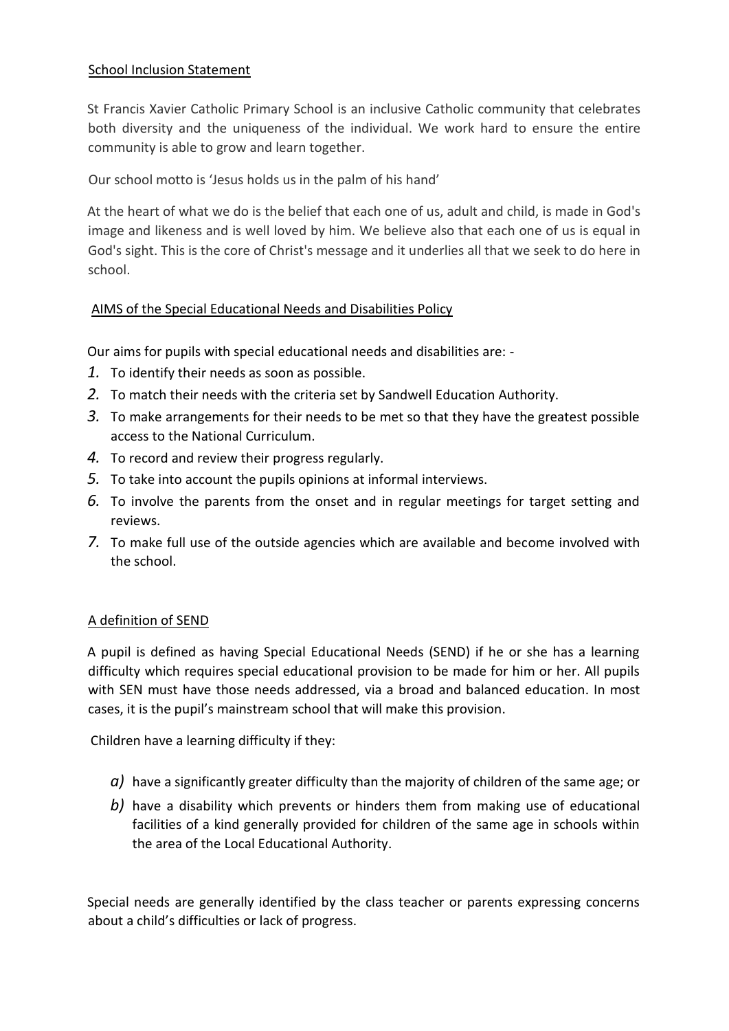## School Inclusion Statement

St Francis Xavier Catholic Primary School is an inclusive Catholic community that celebrates both diversity and the uniqueness of the individual. We work hard to ensure the entire community is able to grow and learn together.

Our school motto is 'Jesus holds us in the palm of his hand'

At the heart of what we do is the belief that each one of us, adult and child, is made in God's image and likeness and is well loved by him. We believe also that each one of us is equal in God's sight. This is the core of Christ's message and it underlies all that we seek to do here in school.

## AIMS of the Special Educational Needs and Disabilities Policy

Our aims for pupils with special educational needs and disabilities are: -

1. To identify their needs as soon as possible.
2. To match their needs with the criteria set by Sandwell Education Authority.
3. To make arrangements for their needs to be met so that they have the greatest possible access to the National Curriculum.
4. To record and review their progress regularly.
5. To take into account the pupils opinions at informal interviews.
6. To involve the parents from the onset and in regular meetings for target setting and reviews.
7. To make full use of the outside agencies which are available and become involved with the school.

## A definition of SEND

A pupil is defined as having Special Educational Needs (SEND) if he or she has a learning difficulty which requires special educational provision to be made for him or her. All pupils with SEN must have those needs addressed, via a broad and balanced education. In most cases, it is the pupil's mainstream school that will make this provision.

Children have a learning difficulty if they:

a) have a significantly greater difficulty than the majority of children of the same age; or
b) have a disability which prevents or hinders them from making use of educational facilities of a kind generally provided for children of the same age in schools within the area of the Local Educational Authority.

Special needs are generally identified by the class teacher or parents expressing concerns about a child's difficulties or lack of progress.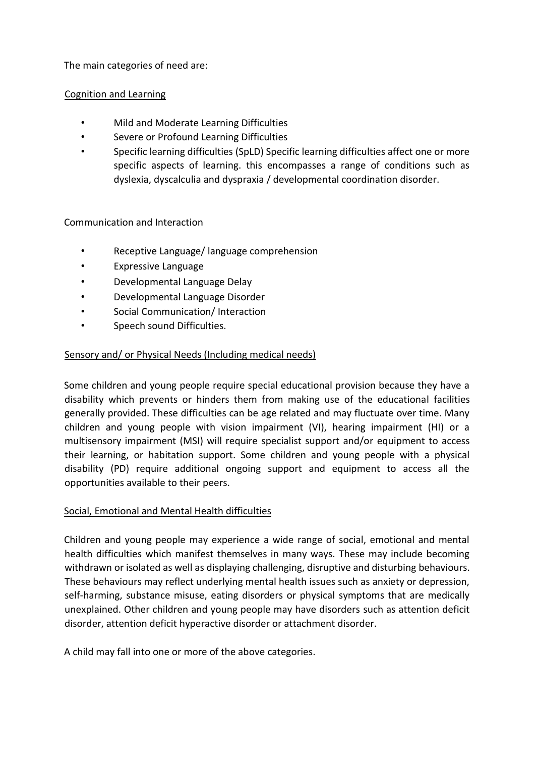The main categories of need are:

## Cognition and Learning

- Mild and Moderate Learning Difficulties
- Severe or Profound Learning Difficulties
- Specific learning difficulties (SpLD) Specific learning difficulties affect one or more specific aspects of learning. this encompasses a range of conditions such as dyslexia, dyscalculia and dyspraxia / developmental coordination disorder.

## Communication and Interaction

- Receptive Language/ language comprehension
- Expressive Language
- Developmental Language Delay
- Developmental Language Disorder
- Social Communication/ Interaction
- Speech sound Difficulties.

## Sensory and/ or Physical Needs (Including medical needs)

Some children and young people require special educational provision because they have a disability which prevents or hinders them from making use of the educational facilities generally provided. These difficulties can be age related and may fluctuate over time. Many children and young people with vision impairment (VI), hearing impairment (HI) or a multisensory impairment (MSI) will require specialist support and/or equipment to access their learning, or habitation support. Some children and young people with a physical disability (PD) require additional ongoing support and equipment to access all the opportunities available to their peers.

## Social, Emotional and Mental Health difficulties

Children and young people may experience a wide range of social, emotional and mental health difficulties which manifest themselves in many ways. These may include becoming withdrawn or isolated as well as displaying challenging, disruptive and disturbing behaviours. These behaviours may reflect underlying mental health issues such as anxiety or depression, self-harming, substance misuse, eating disorders or physical symptoms that are medically unexplained. Other children and young people may have disorders such as attention deficit disorder, attention deficit hyperactive disorder or attachment disorder.

A child may fall into one or more of the above categories.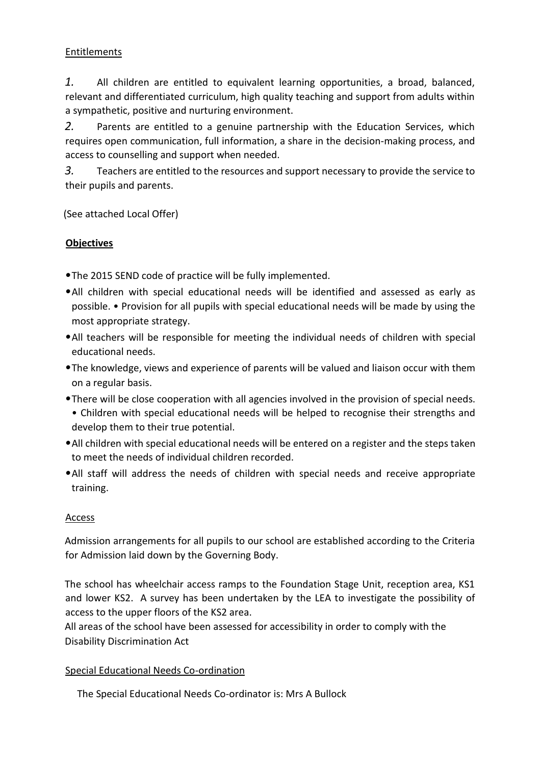Entitlements

*1.* All children are entitled to equivalent learning opportunities, a broad, balanced, relevant and differentiated curriculum, high quality teaching and support from adults within a sympathetic, positive and nurturing environment.

*2.* Parents are entitled to a genuine partnership with the Education Services, which requires open communication, full information, a share in the decision-making process, and access to counselling and support when needed.

*3.* Teachers are entitled to the resources and support necessary to provide the service to their pupils and parents.

(See attached Local Offer)

**Objectives**

- The 2015 SEND code of practice will be fully implemented.
- All children with special educational needs will be identified and assessed as early as possible. • Provision for all pupils with special educational needs will be made by using the most appropriate strategy.
- All teachers will be responsible for meeting the individual needs of children with special educational needs.
- The knowledge, views and experience of parents will be valued and liaison occur with them on a regular basis.
- There will be close cooperation with all agencies involved in the provision of special needs. • Children with special educational needs will be helped to recognise their strengths and develop them to their true potential.
- All children with special educational needs will be entered on a register and the steps taken to meet the needs of individual children recorded.
- All staff will address the needs of children with special needs and receive appropriate training.

Access

Admission arrangements for all pupils to our school are established according to the Criteria for Admission laid down by the Governing Body.

The school has wheelchair access ramps to the Foundation Stage Unit, reception area, KS1 and lower KS2. A survey has been undertaken by the LEA to investigate the possibility of access to the upper floors of the KS2 area.
All areas of the school have been assessed for accessibility in order to comply with the Disability Discrimination Act

Special Educational Needs Co-ordination

The Special Educational Needs Co-ordinator is: Mrs A Bullock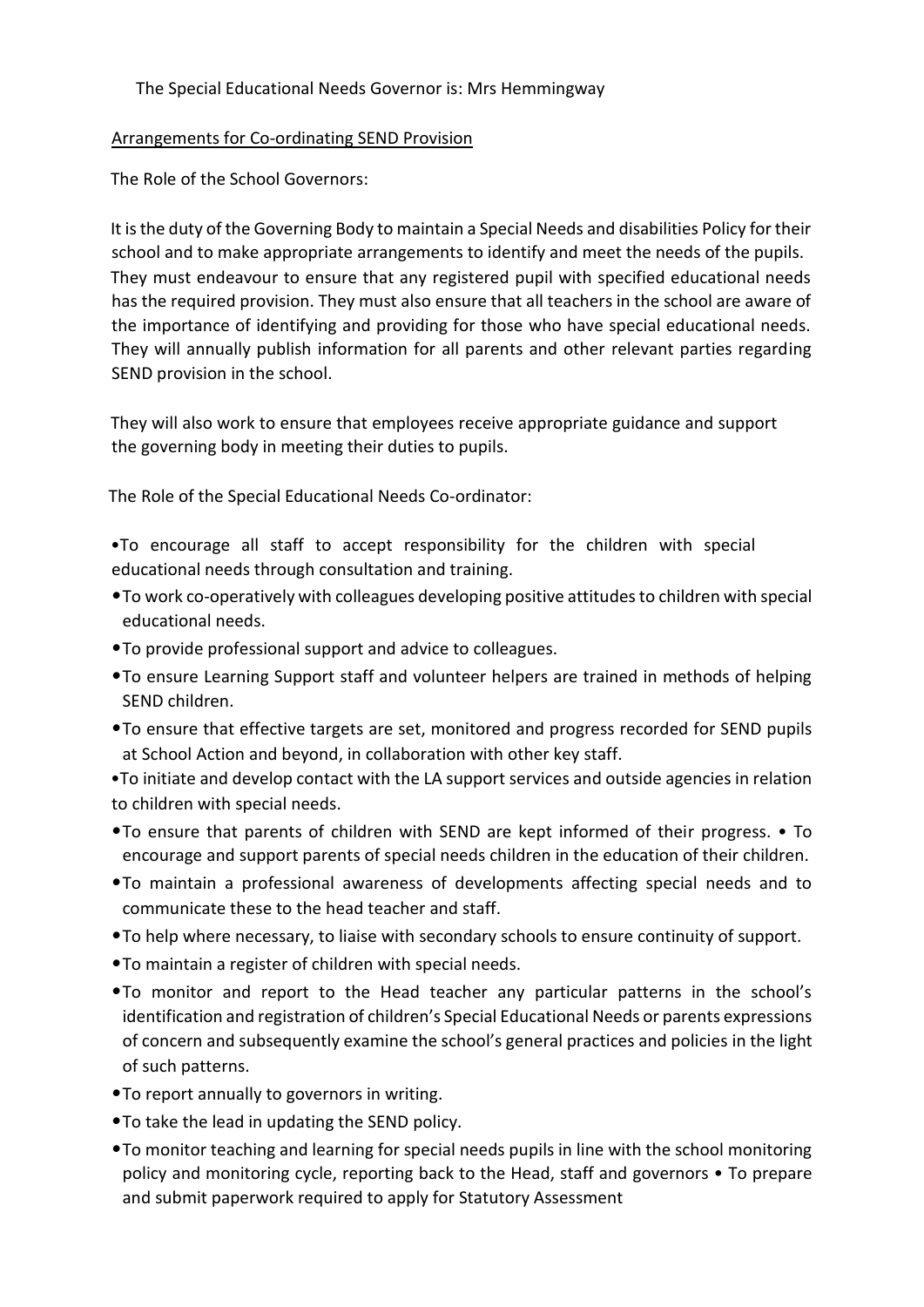The Special Educational Needs Governor is: Mrs Hemmingway

Arrangements for Co-ordinating SEND Provision

The Role of the School Governors:

It is the duty of the Governing Body to maintain a Special Needs and disabilities Policy for their school and to make appropriate arrangements to identify and meet the needs of the pupils. They must endeavour to ensure that any registered pupil with specified educational needs has the required provision. They must also ensure that all teachers in the school are aware of the importance of identifying and providing for those who have special educational needs. They will annually publish information for all parents and other relevant parties regarding SEND provision in the school.

They will also work to ensure that employees receive appropriate guidance and support the governing body in meeting their duties to pupils.

The Role of the Special Educational Needs Co-ordinator:

- To encourage all staff to accept responsibility for the children with special educational needs through consultation and training.
- To work co-operatively with colleagues developing positive attitudes to children with special educational needs.
- To provide professional support and advice to colleagues.
- To ensure Learning Support staff and volunteer helpers are trained in methods of helping SEND children.
- To ensure that effective targets are set, monitored and progress recorded for SEND pupils at School Action and beyond, in collaboration with other key staff.
- To initiate and develop contact with the LA support services and outside agencies in relation to children with special needs.
- To ensure that parents of children with SEND are kept informed of their progress. • To encourage and support parents of special needs children in the education of their children.
- To maintain a professional awareness of developments affecting special needs and to communicate these to the head teacher and staff.
- To help where necessary, to liaise with secondary schools to ensure continuity of support.
- To maintain a register of children with special needs.
- To monitor and report to the Head teacher any particular patterns in the school's identification and registration of children's Special Educational Needs or parents expressions of concern and subsequently examine the school's general practices and policies in the light of such patterns.
- To report annually to governors in writing.
- To take the lead in updating the SEND policy.
- To monitor teaching and learning for special needs pupils in line with the school monitoring policy and monitoring cycle, reporting back to the Head, staff and governors • To prepare and submit paperwork required to apply for Statutory Assessment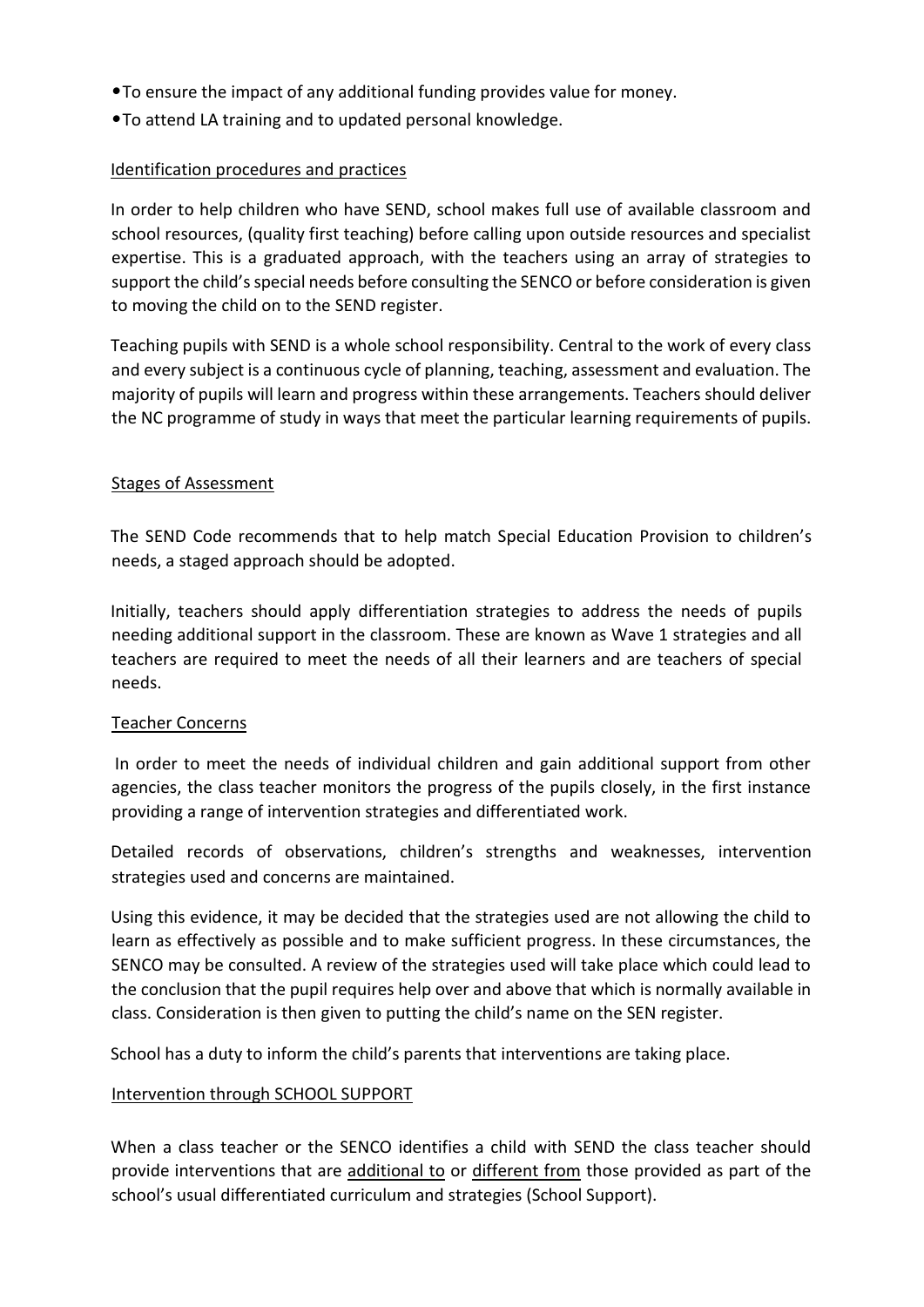- To ensure the impact of any additional funding provides value for money.
- To attend LA training and to updated personal knowledge.

## Identification procedures and practices

In order to help children who have SEND, school makes full use of available classroom and school resources, (quality first teaching) before calling upon outside resources and specialist expertise. This is a graduated approach, with the teachers using an array of strategies to support the child's special needs before consulting the SENCO or before consideration is given to moving the child on to the SEND register.

Teaching pupils with SEND is a whole school responsibility. Central to the work of every class and every subject is a continuous cycle of planning, teaching, assessment and evaluation. The majority of pupils will learn and progress within these arrangements. Teachers should deliver the NC programme of study in ways that meet the particular learning requirements of pupils.

## Stages of Assessment

The SEND Code recommends that to help match Special Education Provision to children's needs, a staged approach should be adopted.

Initially, teachers should apply differentiation strategies to address the needs of pupils needing additional support in the classroom. These are known as Wave 1 strategies and all teachers are required to meet the needs of all their learners and are teachers of special needs.

## Teacher Concerns

In order to meet the needs of individual children and gain additional support from other agencies, the class teacher monitors the progress of the pupils closely, in the first instance providing a range of intervention strategies and differentiated work.

Detailed records of observations, children's strengths and weaknesses, intervention strategies used and concerns are maintained.

Using this evidence, it may be decided that the strategies used are not allowing the child to learn as effectively as possible and to make sufficient progress. In these circumstances, the SENCO may be consulted. A review of the strategies used will take place which could lead to the conclusion that the pupil requires help over and above that which is normally available in class. Consideration is then given to putting the child's name on the SEN register.

School has a duty to inform the child's parents that interventions are taking place.

## Intervention through SCHOOL SUPPORT

When a class teacher or the SENCO identifies a child with SEND the class teacher should provide interventions that are additional to or different from those provided as part of the school's usual differentiated curriculum and strategies (School Support).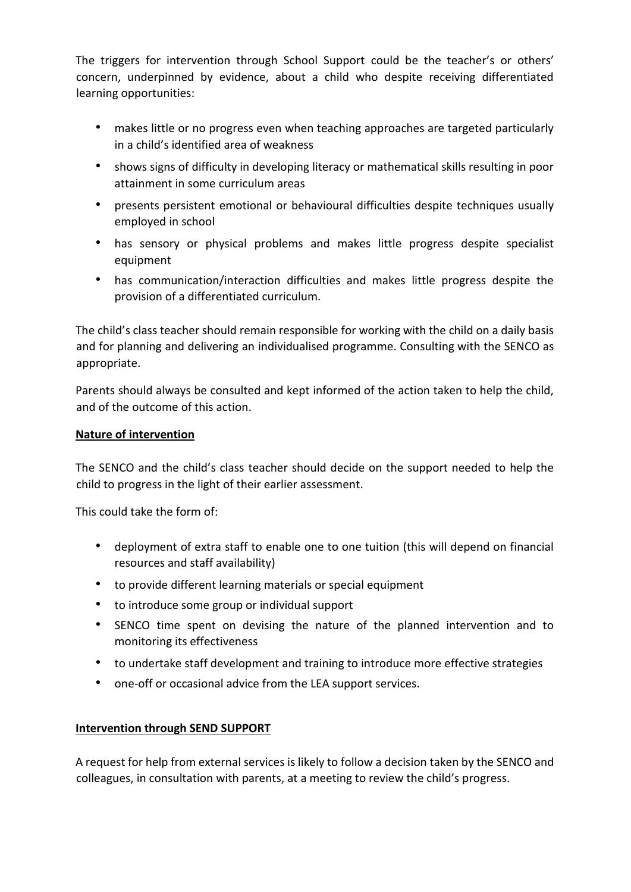The triggers for intervention through School Support could be the teacher's or others' concern, underpinned by evidence, about a child who despite receiving differentiated learning opportunities:

- makes little or no progress even when teaching approaches are targeted particularly in a child's identified area of weakness
- shows signs of difficulty in developing literacy or mathematical skills resulting in poor attainment in some curriculum areas
- presents persistent emotional or behavioural difficulties despite techniques usually employed in school
- has sensory or physical problems and makes little progress despite specialist equipment
- has communication/interaction difficulties and makes little progress despite the provision of a differentiated curriculum.

The child's class teacher should remain responsible for working with the child on a daily basis and for planning and delivering an individualised programme. Consulting with the SENCO as appropriate.

Parents should always be consulted and kept informed of the action taken to help the child, and of the outcome of this action.

**Nature of intervention**

The SENCO and the child's class teacher should decide on the support needed to help the child to progress in the light of their earlier assessment.

This could take the form of:

- deployment of extra staff to enable one to one tuition (this will depend on financial resources and staff availability)
- to provide different learning materials or special equipment
- to introduce some group or individual support
- SENCO time spent on devising the nature of the planned intervention and to monitoring its effectiveness
- to undertake staff development and training to introduce more effective strategies
- one-off or occasional advice from the LEA support services.

**Intervention through SEND SUPPORT**

A request for help from external services is likely to follow a decision taken by the SENCO and colleagues, in consultation with parents, at a meeting to review the child's progress.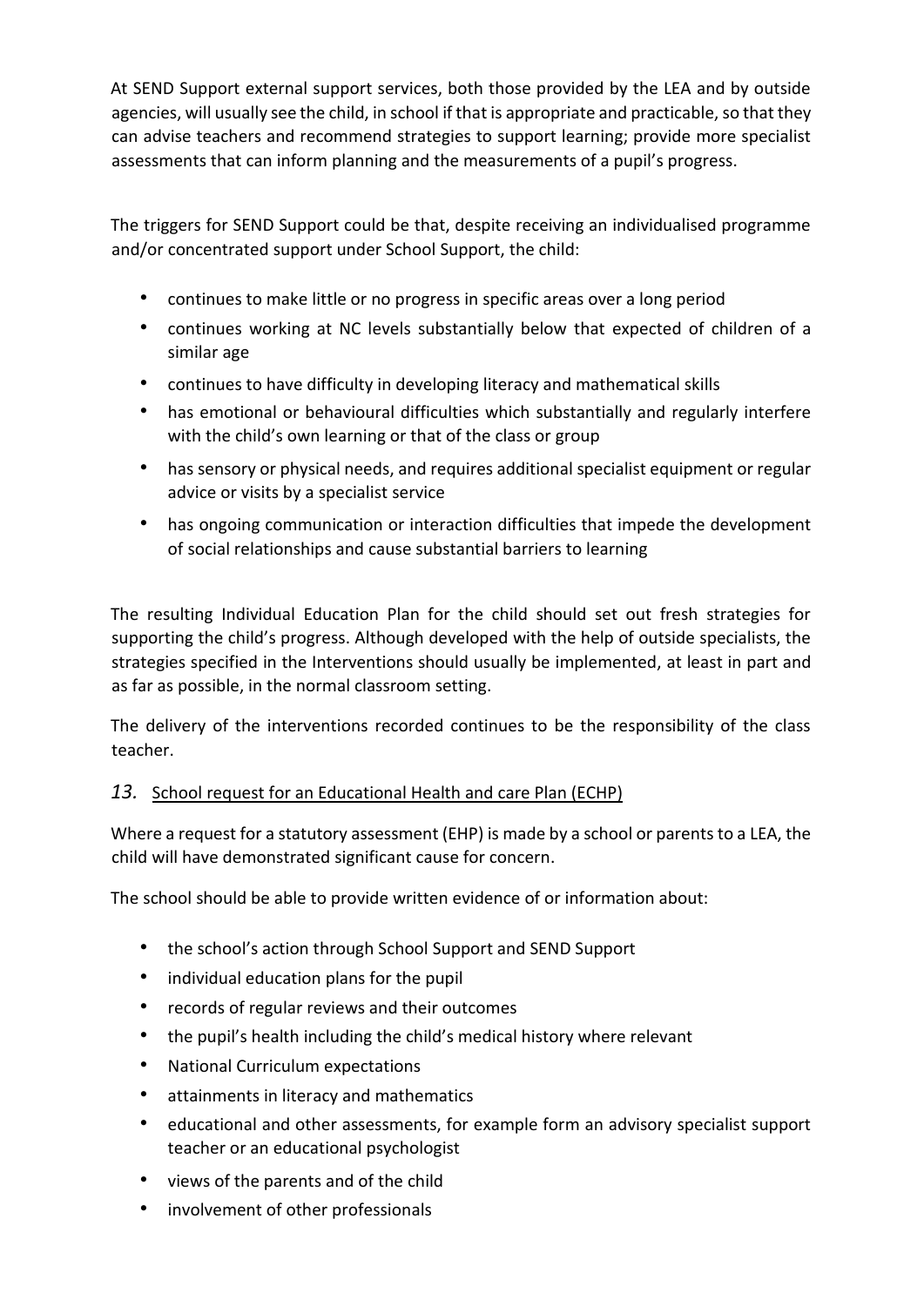At SEND Support external support services, both those provided by the LEA and by outside agencies, will usually see the child, in school if that is appropriate and practicable, so that they can advise teachers and recommend strategies to support learning; provide more specialist assessments that can inform planning and the measurements of a pupil's progress.

The triggers for SEND Support could be that, despite receiving an individualised programme and/or concentrated support under School Support, the child:

- continues to make little or no progress in specific areas over a long period
- continues working at NC levels substantially below that expected of children of a similar age
- continues to have difficulty in developing literacy and mathematical skills
- has emotional or behavioural difficulties which substantially and regularly interfere with the child's own learning or that of the class or group
- has sensory or physical needs, and requires additional specialist equipment or regular advice or visits by a specialist service
- has ongoing communication or interaction difficulties that impede the development of social relationships and cause substantial barriers to learning

The resulting Individual Education Plan for the child should set out fresh strategies for supporting the child's progress. Although developed with the help of outside specialists, the strategies specified in the Interventions should usually be implemented, at least in part and as far as possible, in the normal classroom setting.

The delivery of the interventions recorded continues to be the responsibility of the class teacher.

## *13.* School request for an Educational Health and care Plan (ECHP)

Where a request for a statutory assessment (EHP) is made by a school or parents to a LEA, the child will have demonstrated significant cause for concern.

The school should be able to provide written evidence of or information about:

- the school's action through School Support and SEND Support
- individual education plans for the pupil
- records of regular reviews and their outcomes
- the pupil's health including the child's medical history where relevant
- National Curriculum expectations
- attainments in literacy and mathematics
- educational and other assessments, for example form an advisory specialist support teacher or an educational psychologist
- views of the parents and of the child
- involvement of other professionals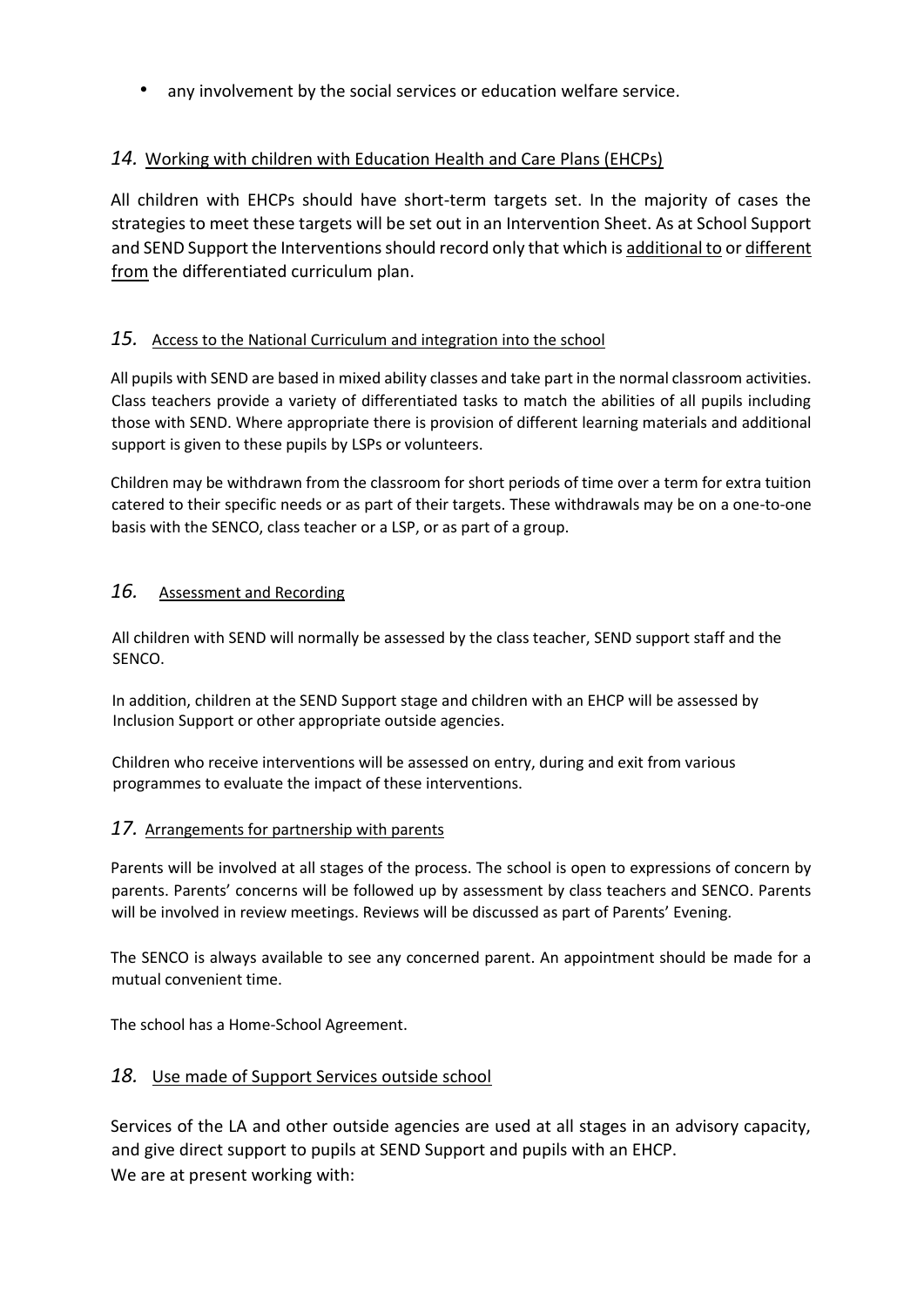- any involvement by the social services or education welfare service.

## *14.* Working with children with Education Health and Care Plans (EHCPs)

All children with EHCPs should have short-term targets set. In the majority of cases the strategies to meet these targets will be set out in an Intervention Sheet. As at School Support and SEND Support the Interventions should record only that which is additional to or different from the differentiated curriculum plan.

## *15.* Access to the National Curriculum and integration into the school

All pupils with SEND are based in mixed ability classes and take part in the normal classroom activities. Class teachers provide a variety of differentiated tasks to match the abilities of all pupils including those with SEND. Where appropriate there is provision of different learning materials and additional support is given to these pupils by LSPs or volunteers.

Children may be withdrawn from the classroom for short periods of time over a term for extra tuition catered to their specific needs or as part of their targets. These withdrawals may be on a one-to-one basis with the SENCO, class teacher or a LSP, or as part of a group.

## *16.* Assessment and Recording

All children with SEND will normally be assessed by the class teacher, SEND support staff and the SENCO.

In addition, children at the SEND Support stage and children with an EHCP will be assessed by Inclusion Support or other appropriate outside agencies.

Children who receive interventions will be assessed on entry, during and exit from various programmes to evaluate the impact of these interventions.

## *17.* Arrangements for partnership with parents

Parents will be involved at all stages of the process. The school is open to expressions of concern by parents. Parents' concerns will be followed up by assessment by class teachers and SENCO. Parents will be involved in review meetings. Reviews will be discussed as part of Parents' Evening.

The SENCO is always available to see any concerned parent. An appointment should be made for a mutual convenient time.

The school has a Home-School Agreement.

## *18.* Use made of Support Services outside school

Services of the LA and other outside agencies are used at all stages in an advisory capacity, and give direct support to pupils at SEND Support and pupils with an EHCP.
We are at present working with: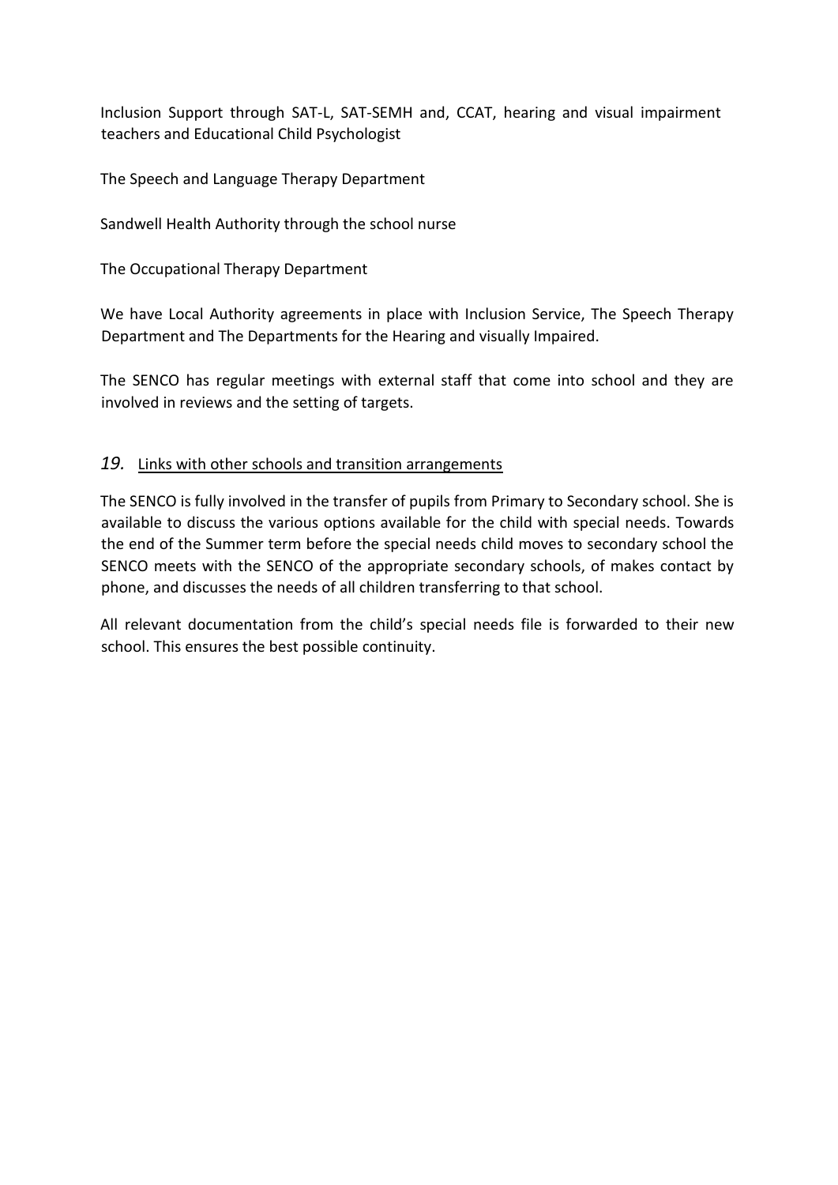Inclusion Support through SAT-L, SAT-SEMH and, CCAT, hearing and visual impairment teachers and Educational Child Psychologist

The Speech and Language Therapy Department

Sandwell Health Authority through the school nurse

The Occupational Therapy Department

We have Local Authority agreements in place with Inclusion Service, The Speech Therapy Department and The Departments for the Hearing and visually Impaired.

The SENCO has regular meetings with external staff that come into school and they are involved in reviews and the setting of targets.

## *19.* Links with other schools and transition arrangements

The SENCO is fully involved in the transfer of pupils from Primary to Secondary school. She is available to discuss the various options available for the child with special needs. Towards the end of the Summer term before the special needs child moves to secondary school the SENCO meets with the SENCO of the appropriate secondary schools, of makes contact by phone, and discusses the needs of all children transferring to that school.

All relevant documentation from the child's special needs file is forwarded to their new school. This ensures the best possible continuity.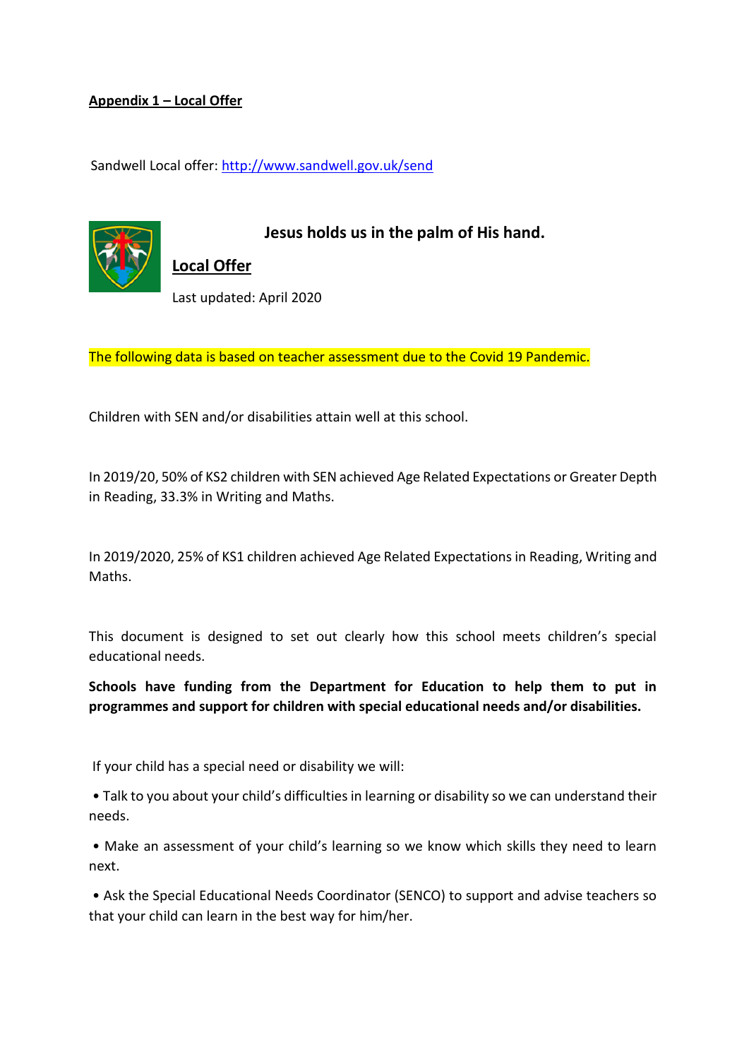**Appendix 1 – Local Offer**

Sandwell Local offer: [http://www.sandwell.gov.uk/send](http://www.sandwell.gov.uk/send)

**Jesus holds us in the palm of His hand.**

**Local Offer**

Last updated: April 2020

The following data is based on teacher assessment due to the Covid 19 Pandemic.

Children with SEN and/or disabilities attain well at this school.

In 2019/20, 50% of KS2 children with SEN achieved Age Related Expectations or Greater Depth in Reading, 33.3% in Writing and Maths.

In 2019/2020, 25% of KS1 children achieved Age Related Expectations in Reading, Writing and Maths.

This document is designed to set out clearly how this school meets children's special educational needs.

**Schools have funding from the Department for Education to help them to put in programmes and support for children with special educational needs and/or disabilities.**

If your child has a special need or disability we will:

• Talk to you about your child's difficulties in learning or disability so we can understand their needs.

• Make an assessment of your child's learning so we know which skills they need to learn next.

• Ask the Special Educational Needs Coordinator (SENCO) to support and advise teachers so that your child can learn in the best way for him/her.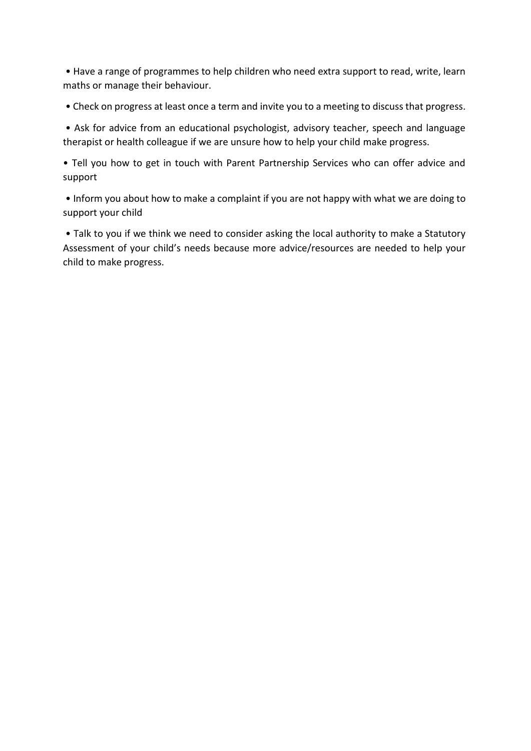- Have a range of programmes to help children who need extra support to read, write, learn maths or manage their behaviour.
- Check on progress at least once a term and invite you to a meeting to discuss that progress.
- Ask for advice from an educational psychologist, advisory teacher, speech and language therapist or health colleague if we are unsure how to help your child make progress.
- Tell you how to get in touch with Parent Partnership Services who can offer advice and support
- Inform you about how to make a complaint if you are not happy with what we are doing to support your child
- Talk to you if we think we need to consider asking the local authority to make a Statutory Assessment of your child's needs because more advice/resources are needed to help your child to make progress.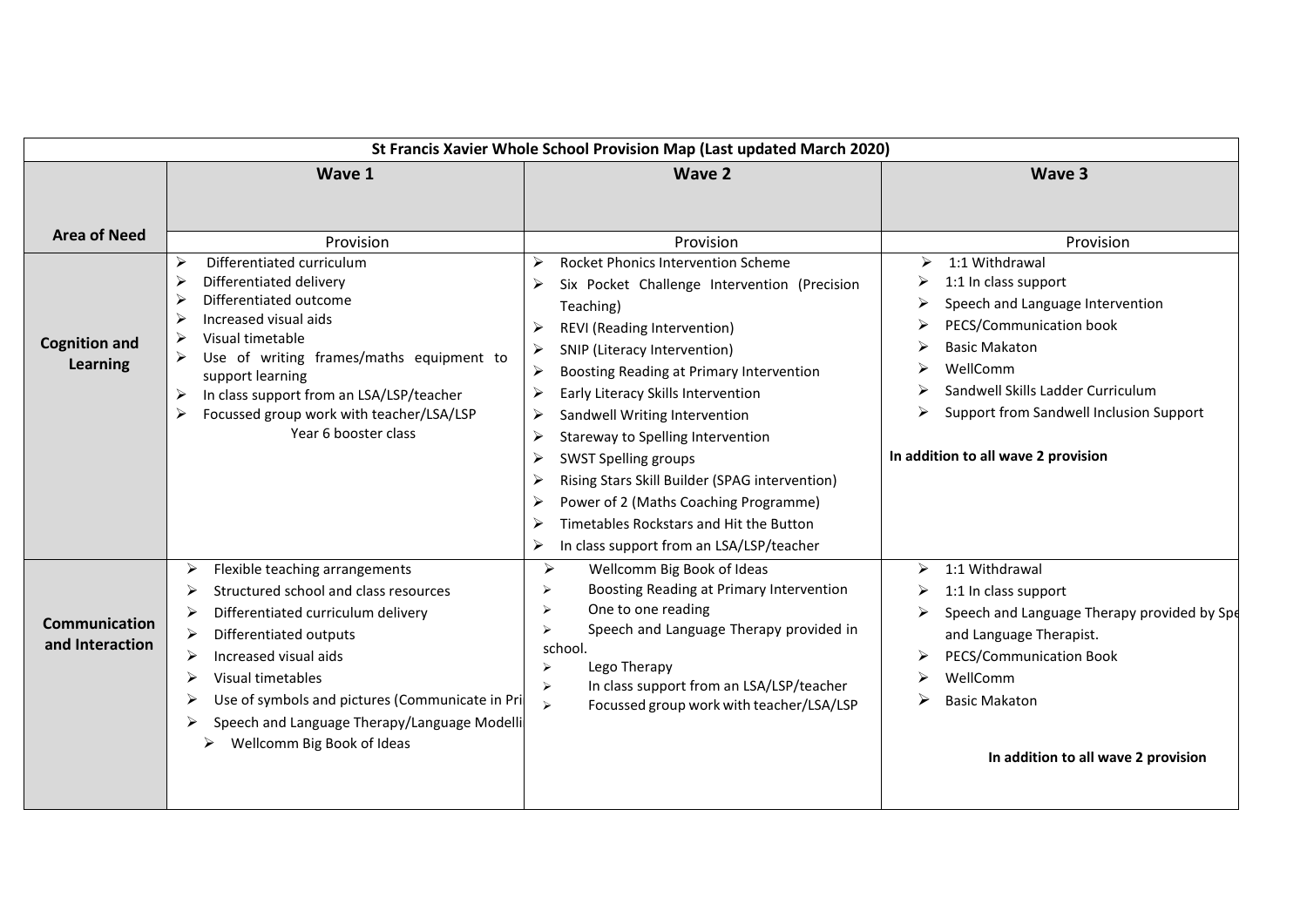| St Francis Xavier Whole School Provision Map (Last updated March 2020) | | | |
|---|---|---|---|
| **Area of Need** | **Wave 1** | **Wave 2** | **Wave 3** |
| | Provision | Provision | Provision |
| **Cognition and Learning** | ➢ Differentiated curriculum<br>➢ Differentiated delivery<br>➢ Differentiated outcome<br>➢ Increased visual aids<br>➢ Visual timetable<br>➢ Use of writing frames/maths equipment to support learning<br>➢ In class support from an LSA/LSP/teacher<br>➢ Focussed group work with teacher/LSA/LSP<br>Year 6 booster class | ➢ Rocket Phonics Intervention Scheme<br>➢ Six Pocket Challenge Intervention (Precision Teaching)<br>➢ REVI (Reading Intervention)<br>➢ SNIP (Literacy Intervention)<br>➢ Boosting Reading at Primary Intervention<br>➢ Early Literacy Skills Intervention<br>➢ Sandwell Writing Intervention<br>➢ Stareway to Spelling Intervention<br>➢ SWST Spelling groups<br>➢ Rising Stars Skill Builder (SPAG intervention)<br>➢ Power of 2 (Maths Coaching Programme)<br>➢ Timetables Rockstars and Hit the Button<br>➢ In class support from an LSA/LSP/teacher | ➢ 1:1 Withdrawal<br>➢ 1:1 In class support<br>➢ Speech and Language Intervention<br>➢ PECS/Communication book<br>➢ Basic Makaton<br>➢ WellComm<br>➢ Sandwell Skills Ladder Curriculum<br>➢ Support from Sandwell Inclusion Support<br><br>**In addition to all wave 2 provision** |
| **Communication and Interaction** | ➢ Flexible teaching arrangements<br>➢ Structured school and class resources<br>➢ Differentiated curriculum delivery<br>➢ Differentiated outputs<br>➢ Increased visual aids<br>➢ Visual timetables<br>➢ Use of symbols and pictures (Communicate in Pri<br>➢ Speech and Language Therapy/Language Modelli<br>➢ Wellcomm Big Book of Ideas | ➢ Wellcomm Big Book of Ideas<br>➢ Boosting Reading at Primary Intervention<br>➢ One to one reading<br>➢ Speech and Language Therapy provided in school.<br>➢ Lego Therapy<br>➢ In class support from an LSA/LSP/teacher<br>➢ Focussed group work with teacher/LSA/LSP | ➢ 1:1 Withdrawal<br>➢ 1:1 In class support<br>➢ Speech and Language Therapy provided by Spe and Language Therapist.<br>➢ PECS/Communication Book<br>➢ WellComm<br>➢ Basic Makaton<br><br>**In addition to all wave 2 provision** |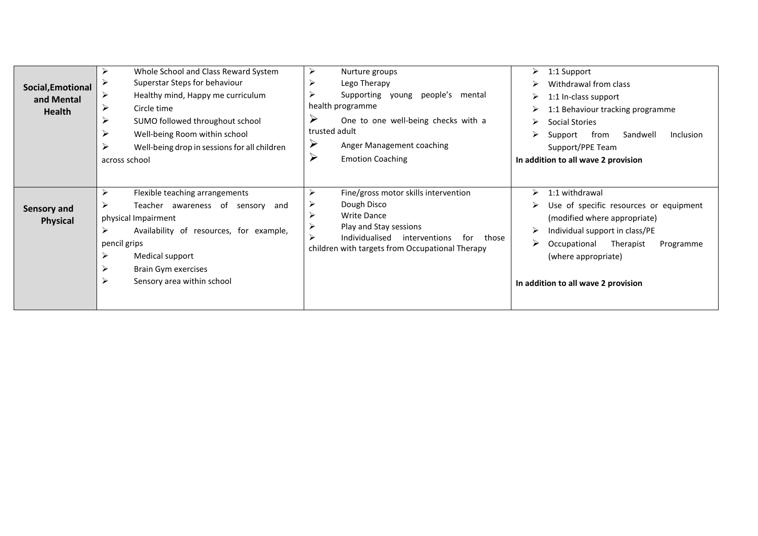| | | | |
|---|---|---|---|
| **Social,Emotional and Mental Health** | ➢ Whole School and Class Reward System<br>➢ Superstar Steps for behaviour<br>➢ Healthy mind, Happy me curriculum<br>➢ Circle time<br>➢ SUMO followed throughout school<br>➢ Well-being Room within school<br>➢ Well-being drop in sessions for all children across school | ➢ Nurture groups<br>➢ Lego Therapy<br>➢ Supporting young people's mental health programme<br>➢ One to one well-being checks with a trusted adult<br>➢ Anger Management coaching<br>➢ Emotion Coaching | ➢ 1:1 Support<br>➢ Withdrawal from class<br>➢ 1:1 In-class support<br>➢ 1:1 Behaviour tracking programme<br>➢ Social Stories<br>➢ Support from Sandwell Inclusion Support/PPE Team<br>**In addition to all wave 2 provision** |
| **Sensory and Physical** | ➢ Flexible teaching arrangements<br>➢ Teacher awareness of sensory and physical Impairment<br>➢ Availability of resources, for example, pencil grips<br>➢ Medical support<br>➢ Brain Gym exercises<br>➢ Sensory area within school | ➢ Fine/gross motor skills intervention<br>➢ Dough Disco<br>➢ Write Dance<br>➢ Play and Stay sessions<br>➢ Individualised interventions for those children with targets from Occupational Therapy | ➢ 1:1 withdrawal<br>➢ Use of specific resources or equipment (modified where appropriate)<br>➢ Individual support in class/PE<br>➢ Occupational Therapist Programme (where appropriate)<br>**In addition to all wave 2 provision** |